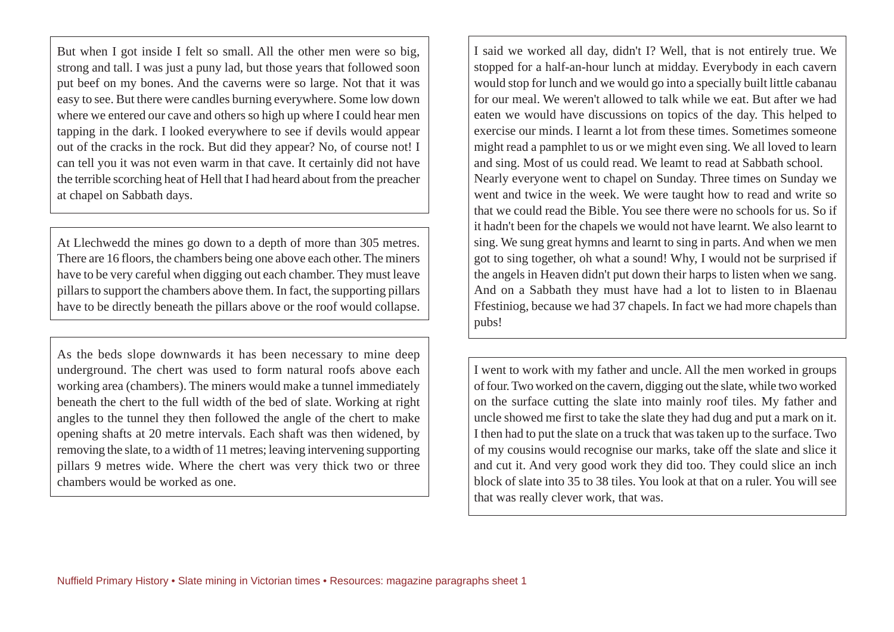But when I got inside I felt so small. All the other men were so big, strong and tall. I was just a puny lad, but those years that followed soon put beef on my bones. And the caverns were so large. Not that it was easy to see. But there were candles burning everywhere. Some low down where we entered our cave and others so high up where I could hear men tapping in the dark. I looked everywhere to see if devils would appear out of the cracks in the rock. But did they appear? No, of course not! I can tell you it was not even warm in that cave. It certainly did not have the terrible scorching heat of Hell that I had heard about from the preacher at chapel on Sabbath days.

At Llechwedd the mines go down to a depth of more than 305 metres. There are 16 floors, the chambers being one above each other. The miners have to be very careful when digging out each chamber. They must leave pillars to support the chambers above them. In fact, the supporting pillars have to be directly beneath the pillars above or the roof would collapse.

As the beds slope downwards it has been necessary to mine deep underground. The chert was used to form natural roofs above each working area (chambers). The miners would make a tunnel immediately beneath the chert to the full width of the bed of slate. Working at right angles to the tunnel they then followed the angle of the chert to make opening shafts at 20 metre intervals. Each shaft was then widened, by removing the slate, to a width of 11 metres; leaving intervening supporting pillars 9 metres wide. Where the chert was very thick two or three chambers would be worked as one.

I said we worked all day, didn't I? Well, that is not entirely true. We stopped for a half-an-hour lunch at midday. Everybody in each cavern would stop for lunch and we would go into a specially built little cabanau for our meal. We weren't allowed to talk while we eat. But after we had eaten we would have discussions on topics of the day. This helped to exercise our minds. I learnt a lot from these times. Sometimes someone might read a pamphlet to us or we might even sing. We all loved to learn and sing. Most of us could read. We leamt to read at Sabbath school.
Nearly everyone went to chapel on Sunday. Three times on Sunday we went and twice in the week. We were taught how to read and write so that we could read the Bible. You see there were no schools for us. So if it hadn't been for the chapels we would not have learnt. We also learnt to sing. We sung great hymns and learnt to sing in parts. And when we men got to sing together, oh what a sound! Why, I would not be surprised if the angels in Heaven didn't put down their harps to listen when we sang. And on a Sabbath they must have had a lot to listen to in Blaenau Ffestiniog, because we had 37 chapels. In fact we had more chapels than pubs!

I went to work with my father and uncle. All the men worked in groups of four. Two worked on the cavern, digging out the slate, while two worked on the surface cutting the slate into mainly roof tiles. My father and uncle showed me first to take the slate they had dug and put a mark on it. I then had to put the slate on a truck that was taken up to the surface. Two of my cousins would recognise our marks, take off the slate and slice it and cut it. And very good work they did too. They could slice an inch block of slate into 35 to 38 tiles. You look at that on a ruler. You will see that was really clever work, that was.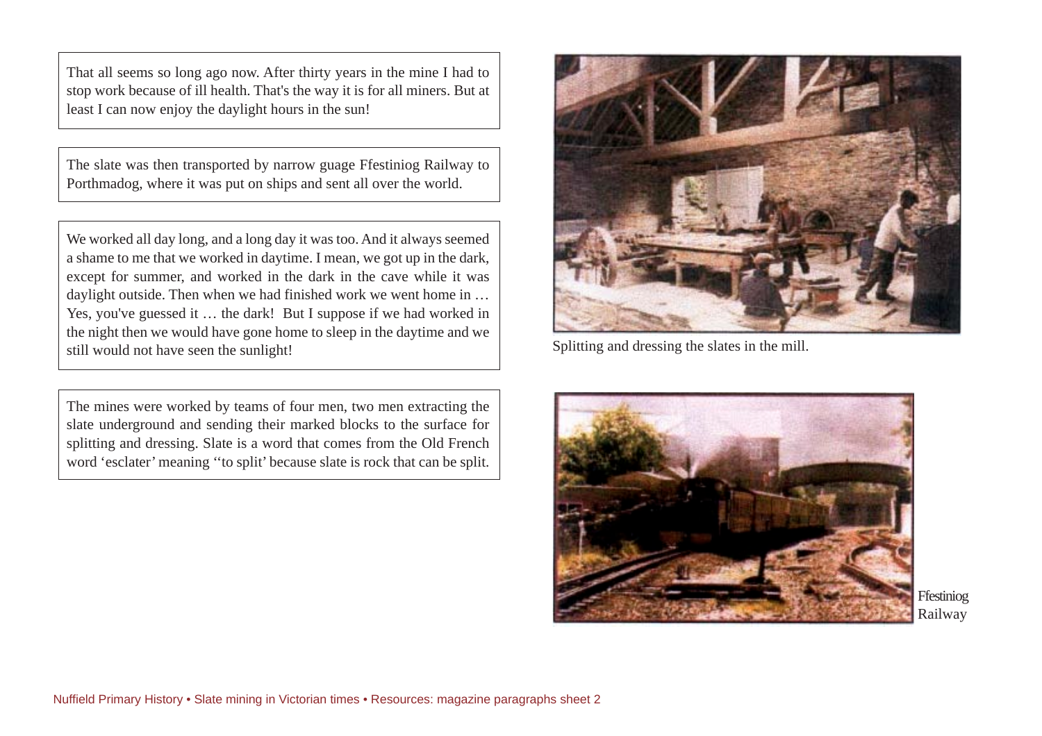That all seems so long ago now. After thirty years in the mine I had to stop work because of ill health. That's the way it is for all miners. But at least I can now enjoy the daylight hours in the sun!

The slate was then transported by narrow guage Ffestiniog Railway to Porthmadog, where it was put on ships and sent all over the world.

We worked all day long, and a long day it was too. And it always seemed a shame to me that we worked in daytime. I mean, we got up in the dark, except for summer, and worked in the dark in the cave while it was daylight outside. Then when we had finished work we went home in … Yes, you've guessed it … the dark! But I suppose if we had worked in the night then we would have gone home to sleep in the daytime and we still would not have seen the sunlight!

The mines were worked by teams of four men, two men extracting the slate underground and sending their marked blocks to the surface for splitting and dressing. Slate is a word that comes from the Old French word 'esclater' meaning ''to split' because slate is rock that can be split.

Splitting and dressing the slates in the mill.

Ffestiniog Railway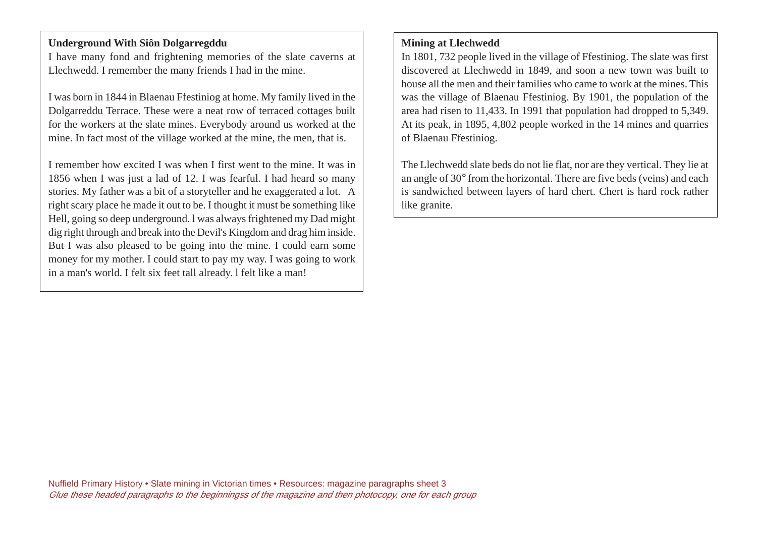### Underground With Siôn Dolgarregddu

I have many fond and frightening memories of the slate caverns at Llechwedd. I remember the many friends I had in the mine.

I was born in 1844 in Blaenau Ffestiniog at home. My family lived in the Dolgarreddu Terrace. These were a neat row of terraced cottages built for the workers at the slate mines. Everybody around us worked at the mine. In fact most of the village worked at the mine, the men, that is.

I remember how excited I was when I first went to the mine. It was in 1856 when I was just a lad of 12. I was fearful. I had heard so many stories. My father was a bit of a storyteller and he exaggerated a lot. A right scary place he made it out to be. I thought it must be something like Hell, going so deep underground. l was always frightened my Dad might dig right through and break into the Devil's Kingdom and drag him inside. But I was also pleased to be going into the mine. I could earn some money for my mother. I could start to pay my way. I was going to work in a man's world. I felt six feet tall already. l felt like a man!

### Mining at Llechwedd

In 1801, 732 people lived in the village of Ffestiniog. The slate was first discovered at Llechwedd in 1849, and soon a new town was built to house all the men and their families who came to work at the mines. This was the village of Blaenau Ffestiniog. By 1901, the population of the area had risen to 11,433. In 1991 that population had dropped to 5,349. At its peak, in 1895, 4,802 people worked in the 14 mines and quarries of Blaenau Ffestiniog.

The Llechwedd slate beds do not lie flat, nor are they vertical. They lie at an angle of 30° from the horizontal. There are five beds (veins) and each is sandwiched between layers of hard chert. Chert is hard rock rather like granite.

Nuffield Primary History • Slate mining in Victorian times • Resources: magazine paragraphs sheet 3

*Glue these headed paragraphs to the beginningss of the magazine and then photocopy, one for each group*